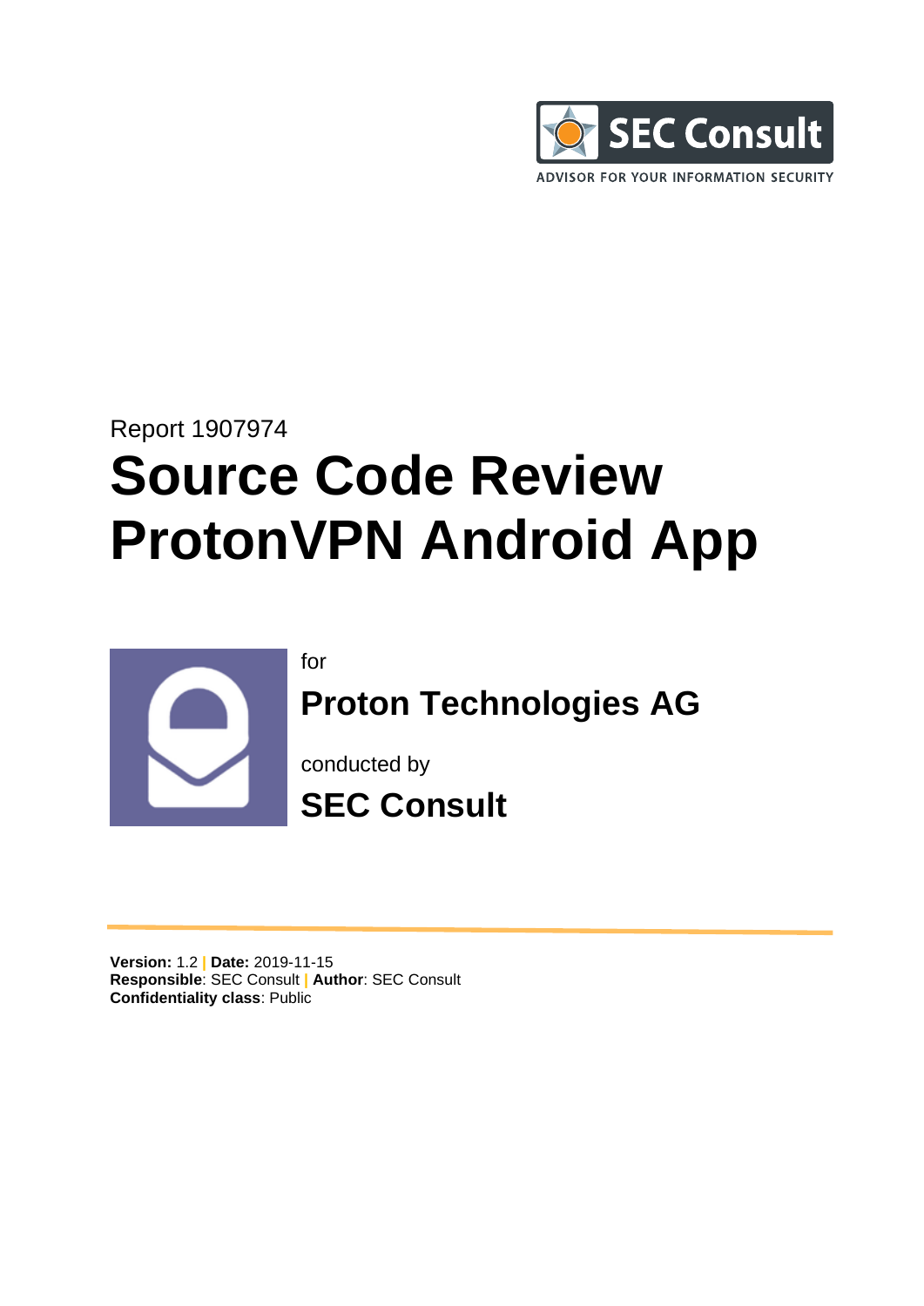SEC Consult

ADVISOR FOR YOUR INFORMATION SECURITY

Report 1907974

# Source Code Review ProtonVPN Android App

for

## Proton Technologies AG

conducted by

## SEC Consult

**Version:** 1.2 | **Date:** 2019-11-15
**Responsible**: SEC Consult | **Author**: SEC Consult
**Confidentiality class**: Public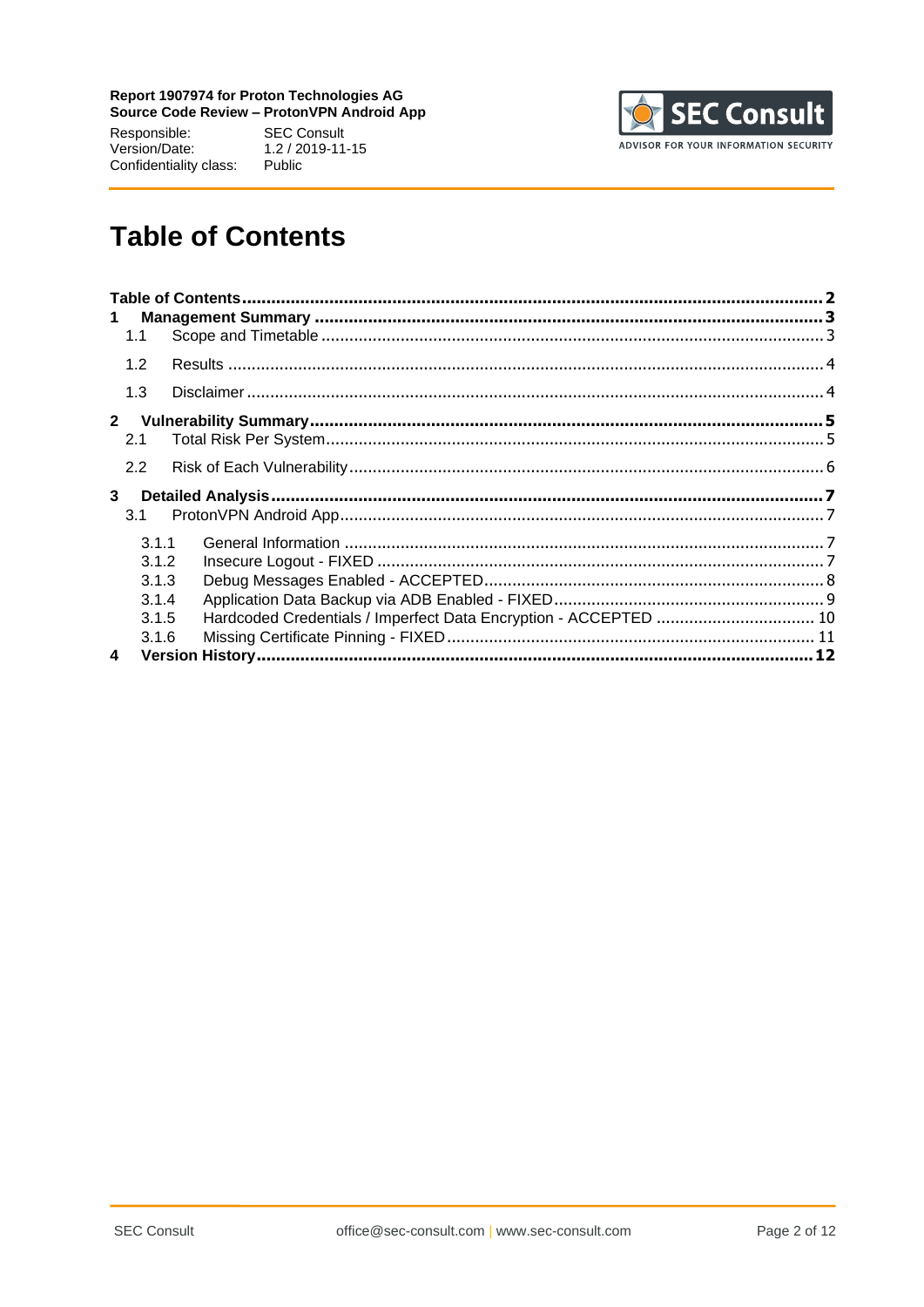# Table of Contents

- Table of Contents ........ 2
- 1 Management Summary ........ 3
  - 1.1 Scope and Timetable ........ 3
  - 1.2 Results ........ 4
  - 1.3 Disclaimer ........ 4
- 2 Vulnerability Summary ........ 5
  - 2.1 Total Risk Per System ........ 5
  - 2.2 Risk of Each Vulnerability ........ 6
- 3 Detailed Analysis ........ 7
  - 3.1 ProtonVPN Android App ........ 7
    - 3.1.1 General Information ........ 7
    - 3.1.2 Insecure Logout - FIXED ........ 7
    - 3.1.3 Debug Messages Enabled - ACCEPTED ........ 8
    - 3.1.4 Application Data Backup via ADB Enabled - FIXED ........ 9
    - 3.1.5 Hardcoded Credentials / Imperfect Data Encryption - ACCEPTED ........ 10
    - 3.1.6 Missing Certificate Pinning - FIXED ........ 11
- 4 Version History ........ 12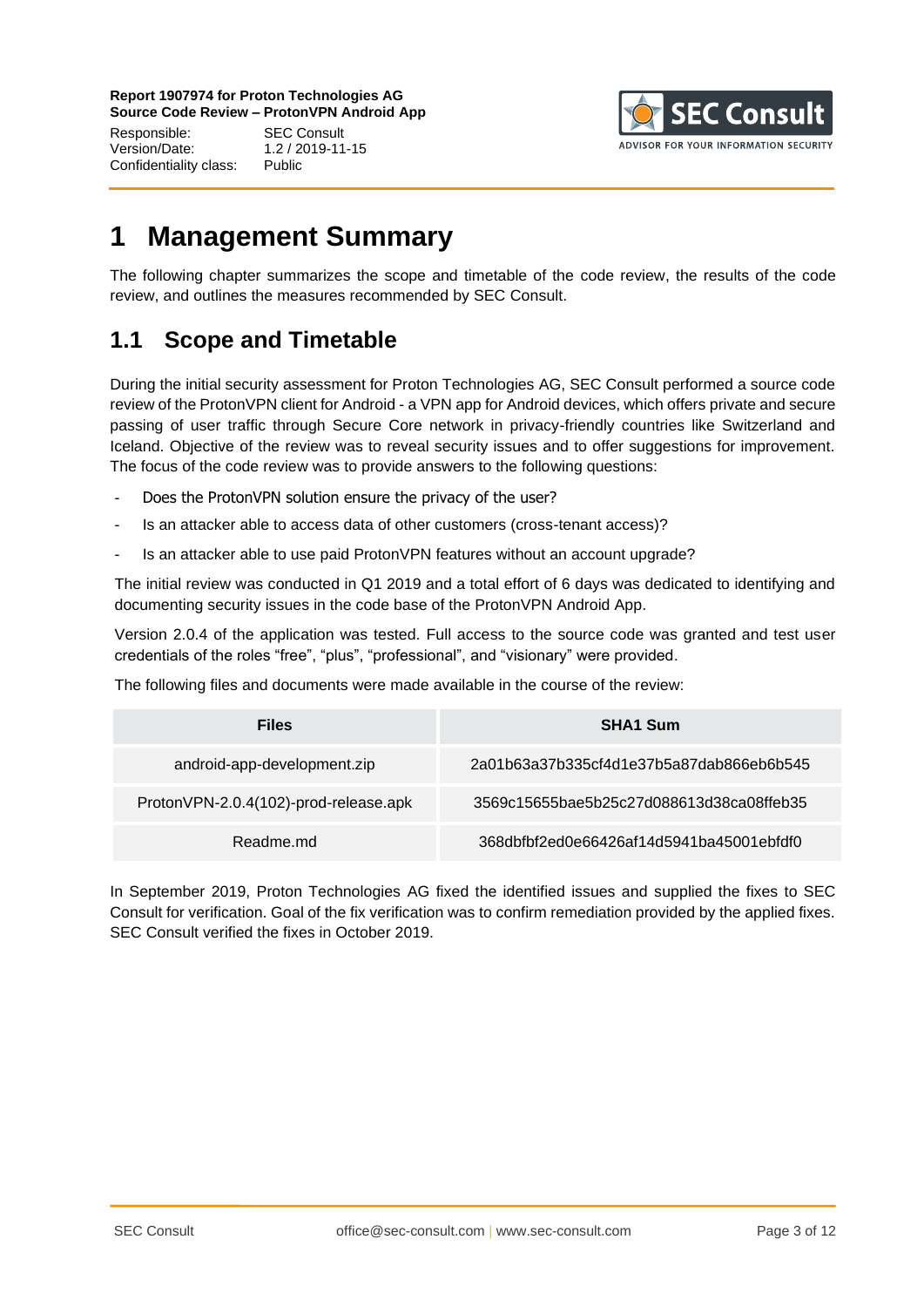# 1 Management Summary

The following chapter summarizes the scope and timetable of the code review, the results of the code review, and outlines the measures recommended by SEC Consult.

## 1.1 Scope and Timetable

During the initial security assessment for Proton Technologies AG, SEC Consult performed a source code review of the ProtonVPN client for Android - a VPN app for Android devices, which offers private and secure passing of user traffic through Secure Core network in privacy-friendly countries like Switzerland and Iceland. Objective of the review was to reveal security issues and to offer suggestions for improvement. The focus of the code review was to provide answers to the following questions:

- Does the ProtonVPN solution ensure the privacy of the user?
- Is an attacker able to access data of other customers (cross-tenant access)?
- Is an attacker able to use paid ProtonVPN features without an account upgrade?

The initial review was conducted in Q1 2019 and a total effort of 6 days was dedicated to identifying and documenting security issues in the code base of the ProtonVPN Android App.

Version 2.0.4 of the application was tested. Full access to the source code was granted and test user credentials of the roles "free", "plus", "professional", and "visionary" were provided.

The following files and documents were made available in the course of the review:

| Files | SHA1 Sum |
|---|---|
| android-app-development.zip | 2a01b63a37b335cf4d1e37b5a87dab866eb6b545 |
| ProtonVPN-2.0.4(102)-prod-release.apk | 3569c15655bae5b25c27d088613d38ca08ffeb35 |
| Readme.md | 368dbfbf2ed0e66426af14d5941ba45001ebfdf0 |

In September 2019, Proton Technologies AG fixed the identified issues and supplied the fixes to SEC Consult for verification. Goal of the fix verification was to confirm remediation provided by the applied fixes. SEC Consult verified the fixes in October 2019.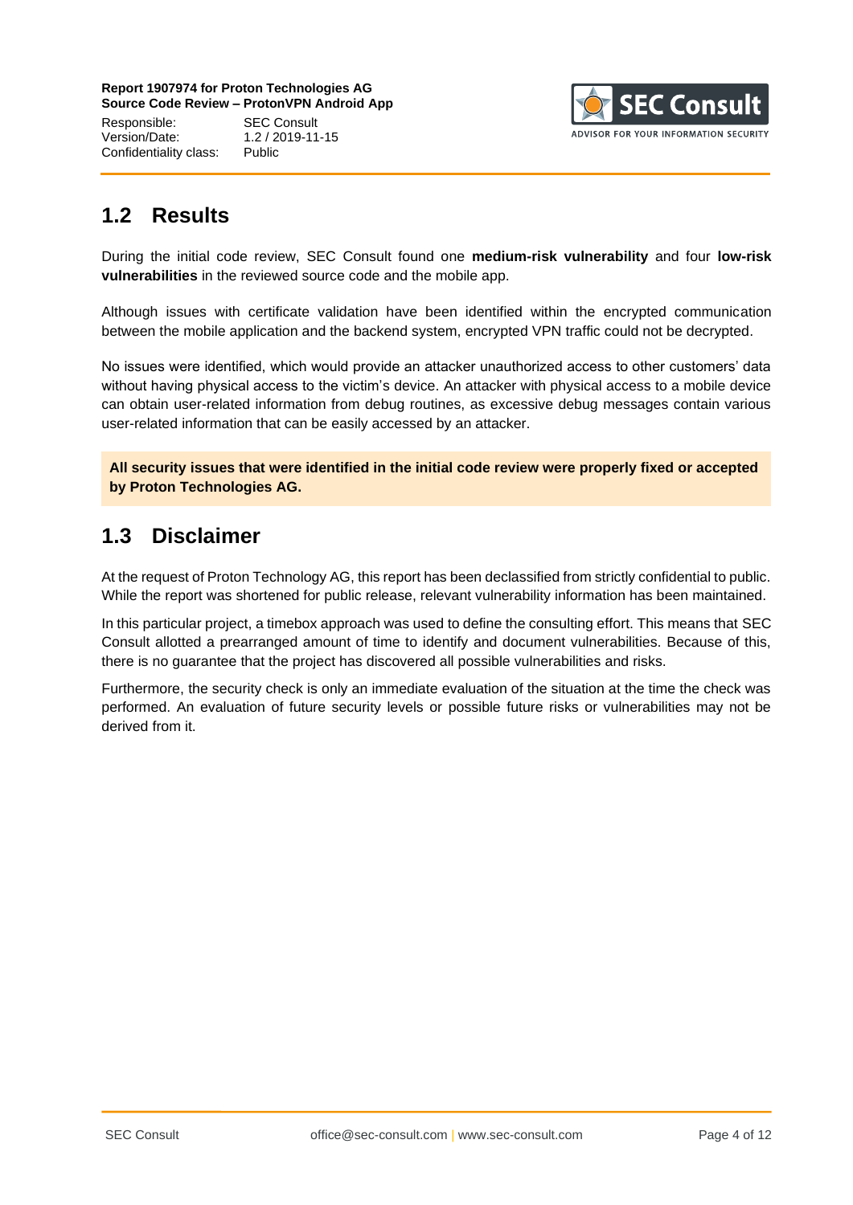## 1.2 Results

During the initial code review, SEC Consult found one **medium-risk vulnerability** and four **low-risk vulnerabilities** in the reviewed source code and the mobile app.

Although issues with certificate validation have been identified within the encrypted communication between the mobile application and the backend system, encrypted VPN traffic could not be decrypted.

No issues were identified, which would provide an attacker unauthorized access to other customers' data without having physical access to the victim's device. An attacker with physical access to a mobile device can obtain user-related information from debug routines, as excessive debug messages contain various user-related information that can be easily accessed by an attacker.

**All security issues that were identified in the initial code review were properly fixed or accepted by Proton Technologies AG.**

## 1.3 Disclaimer

At the request of Proton Technology AG, this report has been declassified from strictly confidential to public. While the report was shortened for public release, relevant vulnerability information has been maintained.

In this particular project, a timebox approach was used to define the consulting effort. This means that SEC Consult allotted a prearranged amount of time to identify and document vulnerabilities. Because of this, there is no guarantee that the project has discovered all possible vulnerabilities and risks.

Furthermore, the security check is only an immediate evaluation of the situation at the time the check was performed. An evaluation of future security levels or possible future risks or vulnerabilities may not be derived from it.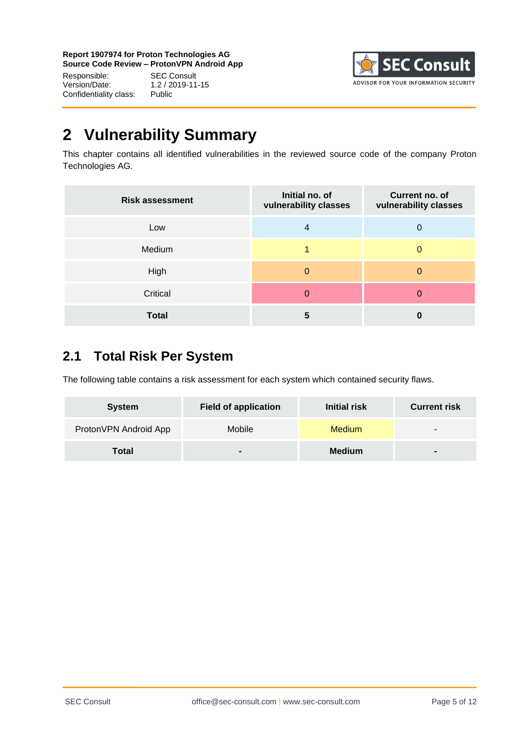# 2 Vulnerability Summary

This chapter contains all identified vulnerabilities in the reviewed source code of the company Proton Technologies AG.

| Risk assessment | Initial no. of vulnerability classes | Current no. of vulnerability classes |
|---|---|---|
| Low | 4 | 0 |
| Medium | 1 | 0 |
| High | 0 | 0 |
| Critical | 0 | 0 |
| **Total** | **5** | **0** |

## 2.1 Total Risk Per System

The following table contains a risk assessment for each system which contained security flaws.

| System | Field of application | Initial risk | Current risk |
|---|---|---|---|
| ProtonVPN Android App | Mobile | Medium | - |
| **Total** | **-** | **Medium** | **-** |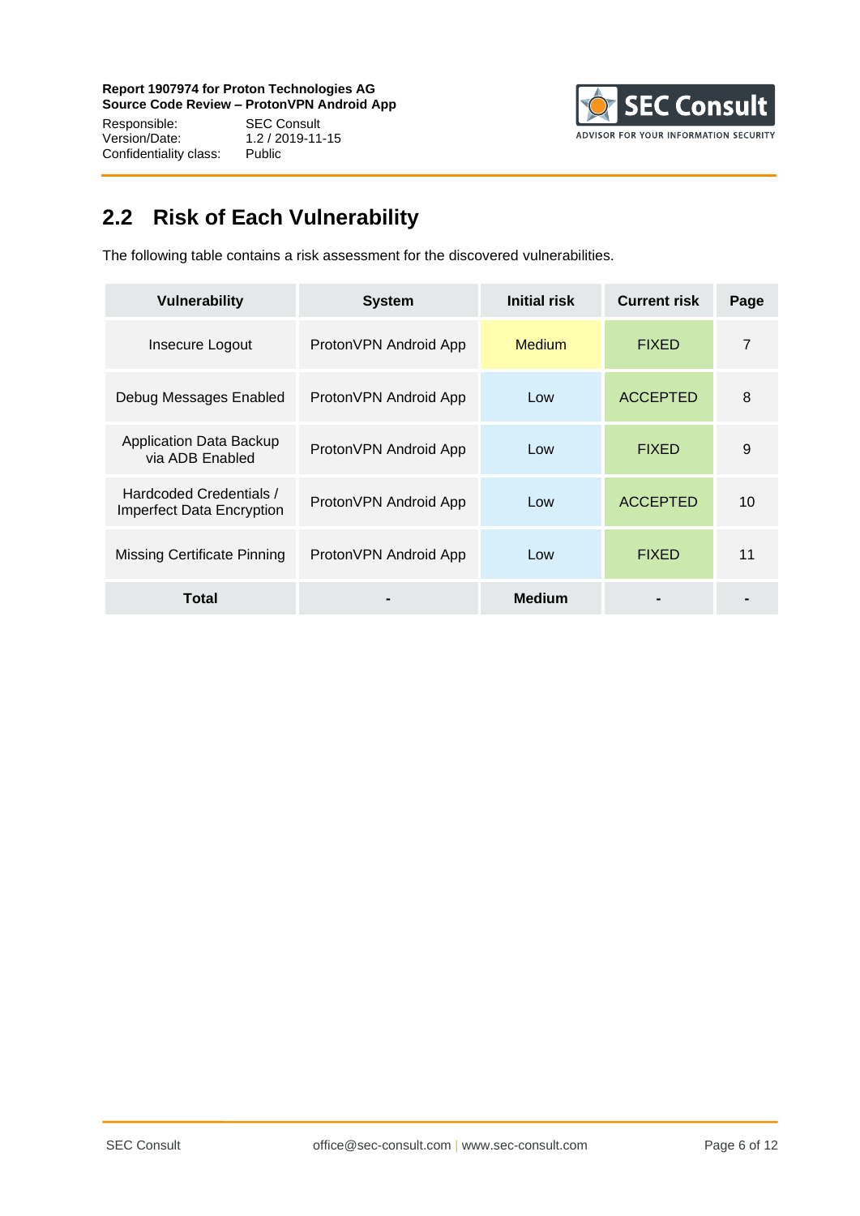## 2.2 Risk of Each Vulnerability

The following table contains a risk assessment for the discovered vulnerabilities.

| Vulnerability | System | Initial risk | Current risk | Page |
|---|---|---|---|---|
| Insecure Logout | ProtonVPN Android App | Medium | FIXED | 7 |
| Debug Messages Enabled | ProtonVPN Android App | Low | ACCEPTED | 8 |
| Application Data Backup via ADB Enabled | ProtonVPN Android App | Low | FIXED | 9 |
| Hardcoded Credentials / Imperfect Data Encryption | ProtonVPN Android App | Low | ACCEPTED | 10 |
| Missing Certificate Pinning | ProtonVPN Android App | Low | FIXED | 11 |
| **Total** | **-** | **Medium** | **-** | **-** |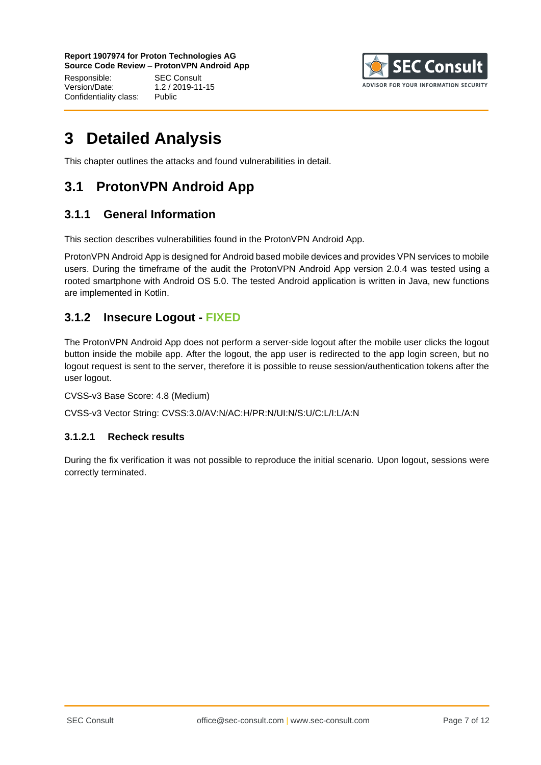# 3 Detailed Analysis

This chapter outlines the attacks and found vulnerabilities in detail.

## 3.1 ProtonVPN Android App

### 3.1.1 General Information

This section describes vulnerabilities found in the ProtonVPN Android App.

ProtonVPN Android App is designed for Android based mobile devices and provides VPN services to mobile users. During the timeframe of the audit the ProtonVPN Android App version 2.0.4 was tested using a rooted smartphone with Android OS 5.0. The tested Android application is written in Java, new functions are implemented in Kotlin.

### 3.1.2 Insecure Logout - FIXED

The ProtonVPN Android App does not perform a server-side logout after the mobile user clicks the logout button inside the mobile app. After the logout, the app user is redirected to the app login screen, but no logout request is sent to the server, therefore it is possible to reuse session/authentication tokens after the user logout.

CVSS-v3 Base Score: 4.8 (Medium)

CVSS-v3 Vector String: CVSS:3.0/AV:N/AC:H/PR:N/UI:N/S:U/C:L/I:L/A:N

#### 3.1.2.1 Recheck results

During the fix verification it was not possible to reproduce the initial scenario. Upon logout, sessions were correctly terminated.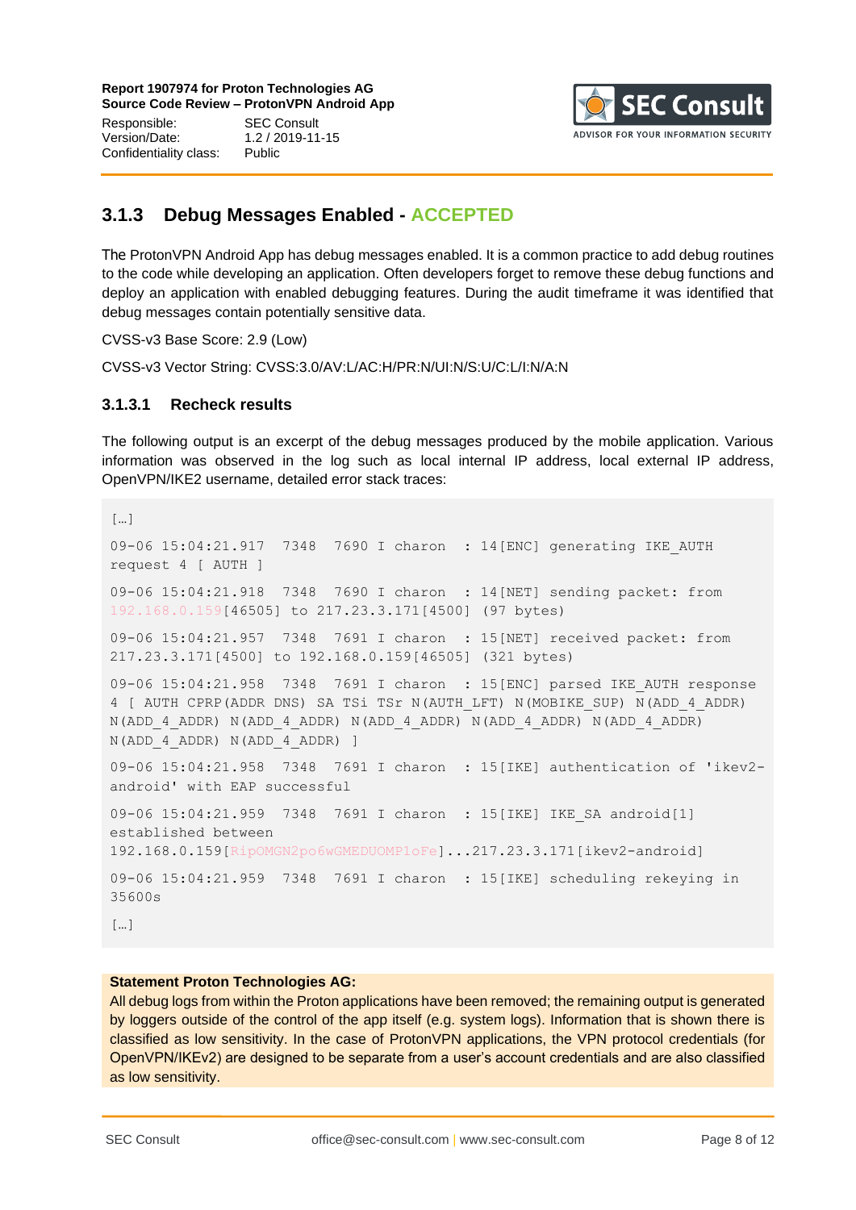### 3.1.3 Debug Messages Enabled - ACCEPTED

The ProtonVPN Android App has debug messages enabled. It is a common practice to add debug routines to the code while developing an application. Often developers forget to remove these debug functions and deploy an application with enabled debugging features. During the audit timeframe it was identified that debug messages contain potentially sensitive data.

CVSS-v3 Base Score: 2.9 (Low)

CVSS-v3 Vector String: CVSS:3.0/AV:L/AC:H/PR:N/UI:N/S:U/C:L/I:N/A:N

#### 3.1.3.1 Recheck results

The following output is an excerpt of the debug messages produced by the mobile application. Various information was observed in the log such as local internal IP address, local external IP address, OpenVPN/IKE2 username, detailed error stack traces:

```
[…]
09-06 15:04:21.917  7348  7690 I charon  : 14[ENC] generating IKE_AUTH request 4 [ AUTH ]
09-06 15:04:21.918  7348  7690 I charon  : 14[NET] sending packet: from 192.168.0.159[46505] to 217.23.3.171[4500] (97 bytes)
09-06 15:04:21.957  7348  7691 I charon  : 15[NET] received packet: from 217.23.3.171[4500] to 192.168.0.159[46505] (321 bytes)
09-06 15:04:21.958  7348  7691 I charon  : 15[ENC] parsed IKE_AUTH response 4 [ AUTH CPRP(ADDR DNS) SA TSi TSr N(AUTH_LFT) N(MOBIKE_SUP) N(ADD_4_ADDR) N(ADD_4_ADDR) N(ADD_4_ADDR) N(ADD_4_ADDR) N(ADD_4_ADDR) N(ADD_4_ADDR) N(ADD_4_ADDR) N(ADD_4_ADDR) ]
09-06 15:04:21.958  7348  7691 I charon  : 15[IKE] authentication of 'ikev2-android' with EAP successful
09-06 15:04:21.959  7348  7691 I charon  : 15[IKE] IKE_SA android[1] established between 192.168.0.159[RipOMGN2po6wGMEDUOMP1oFe]...217.23.3.171[ikev2-android]
09-06 15:04:21.959  7348  7691 I charon  : 15[IKE] scheduling rekeying in 35600s
[…]
```

**Statement Proton Technologies AG:**
All debug logs from within the Proton applications have been removed; the remaining output is generated by loggers outside of the control of the app itself (e.g. system logs). Information that is shown there is classified as low sensitivity. In the case of ProtonVPN applications, the VPN protocol credentials (for OpenVPN/IKEv2) are designed to be separate from a user's account credentials and are also classified as low sensitivity.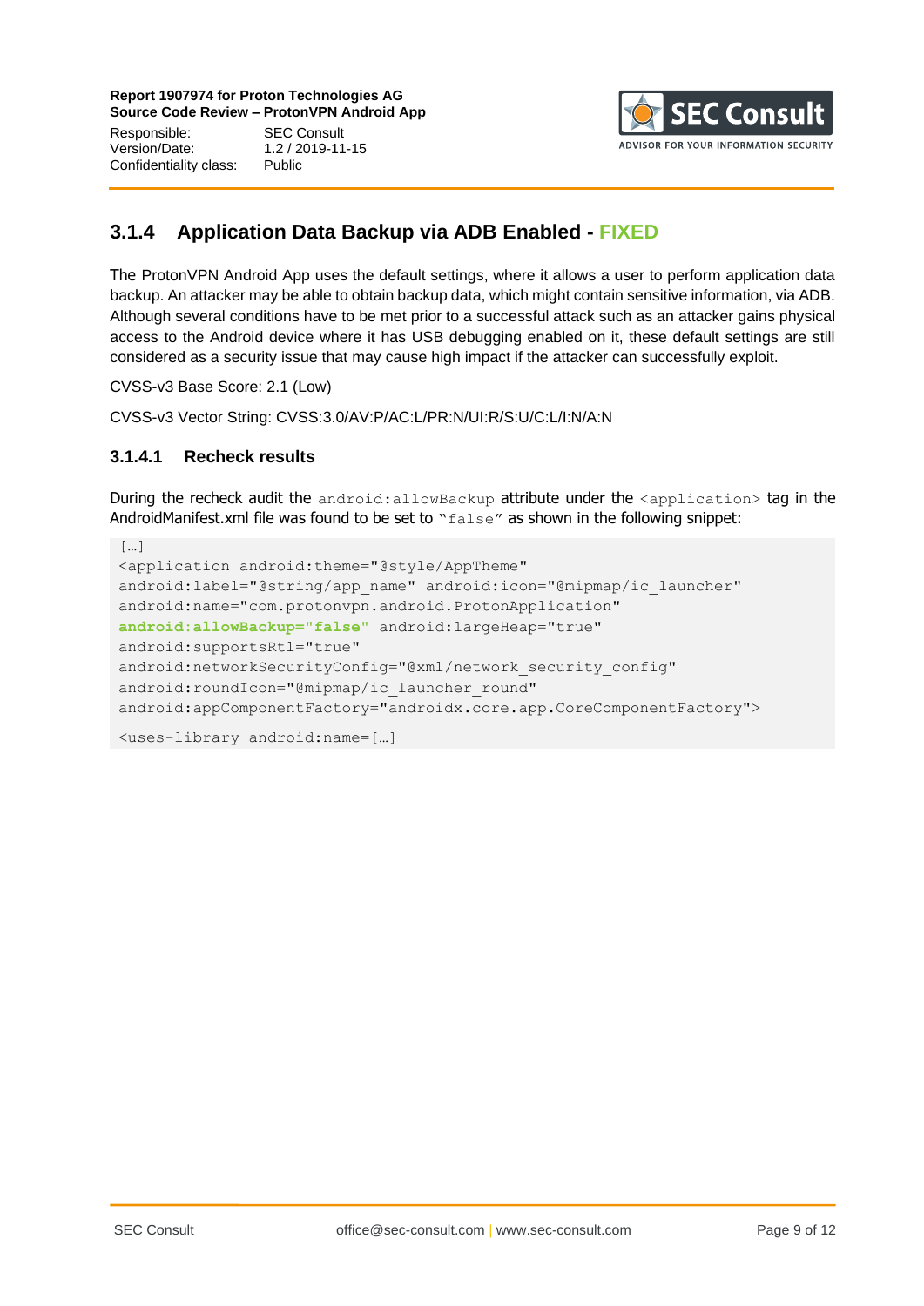### 3.1.4 Application Data Backup via ADB Enabled - FIXED

The ProtonVPN Android App uses the default settings, where it allows a user to perform application data backup. An attacker may be able to obtain backup data, which might contain sensitive information, via ADB. Although several conditions have to be met prior to a successful attack such as an attacker gains physical access to the Android device where it has USB debugging enabled on it, these default settings are still considered as a security issue that may cause high impact if the attacker can successfully exploit.

CVSS-v3 Base Score: 2.1 (Low)

CVSS-v3 Vector String: CVSS:3.0/AV:P/AC:L/PR:N/UI:R/S:U/C:L/I:N/A:N

#### 3.1.4.1 Recheck results

During the recheck audit the `android:allowBackup` attribute under the `<application>` tag in the AndroidManifest.xml file was found to be set to "`false`" as shown in the following snippet:

```
[…]
<application android:theme="@style/AppTheme"
android:label="@string/app_name" android:icon="@mipmap/ic_launcher"
android:name="com.protonvpn.android.ProtonApplication"
android:allowBackup="false" android:largeHeap="true"
android:supportsRtl="true"
android:networkSecurityConfig="@xml/network_security_config"
android:roundIcon="@mipmap/ic_launcher_round"
android:appComponentFactory="androidx.core.app.CoreComponentFactory">
<uses-library android:name=[…]
```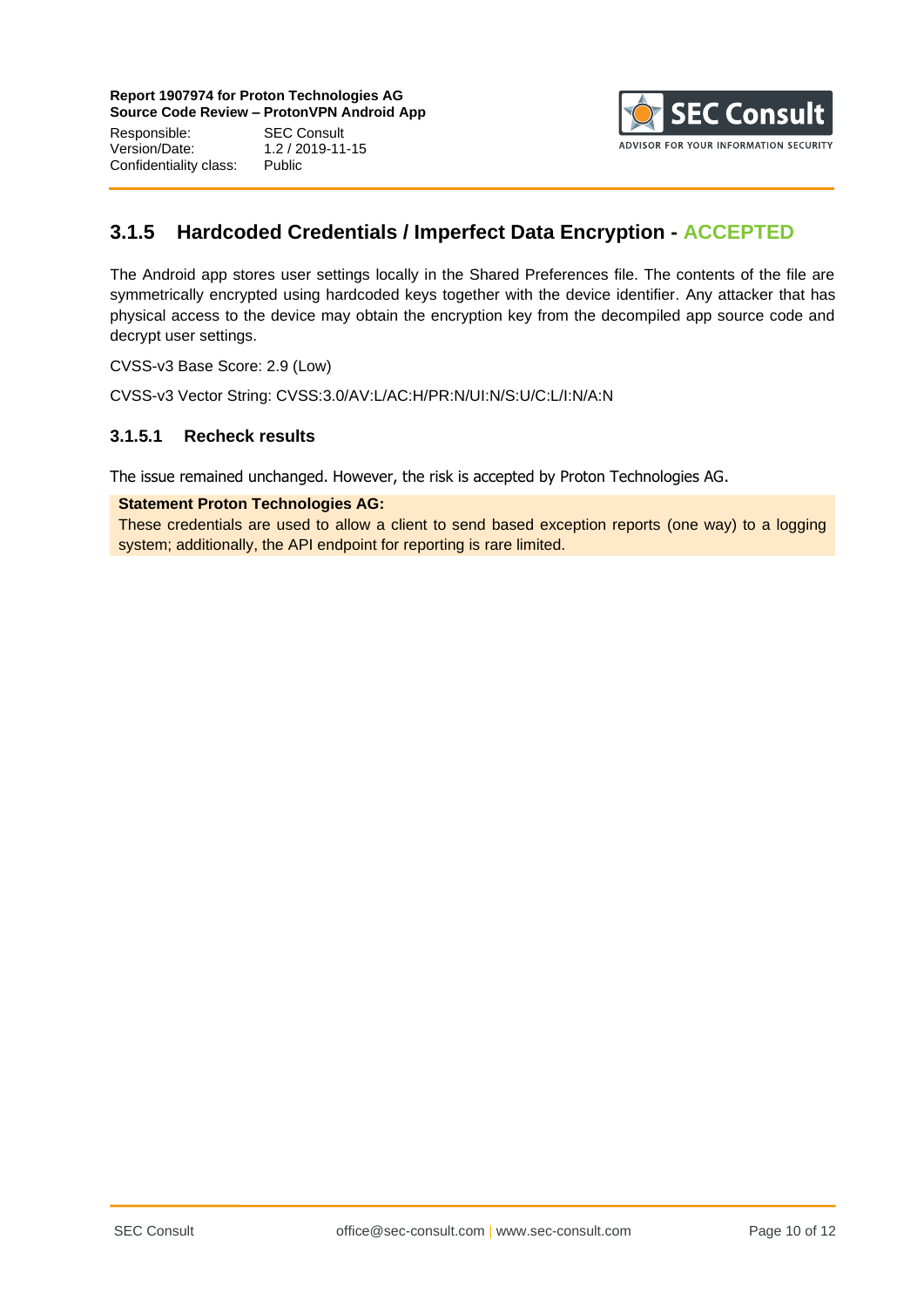### 3.1.5 Hardcoded Credentials / Imperfect Data Encryption - ACCEPTED

The Android app stores user settings locally in the Shared Preferences file. The contents of the file are symmetrically encrypted using hardcoded keys together with the device identifier. Any attacker that has physical access to the device may obtain the encryption key from the decompiled app source code and decrypt user settings.

CVSS-v3 Base Score: 2.9 (Low)

CVSS-v3 Vector String: CVSS:3.0/AV:L/AC:H/PR:N/UI:N/S:U/C:L/I:N/A:N

#### 3.1.5.1 Recheck results

The issue remained unchanged. However, the risk is accepted by Proton Technologies AG.

**Statement Proton Technologies AG:**
These credentials are used to allow a client to send based exception reports (one way) to a logging system; additionally, the API endpoint for reporting is rare limited.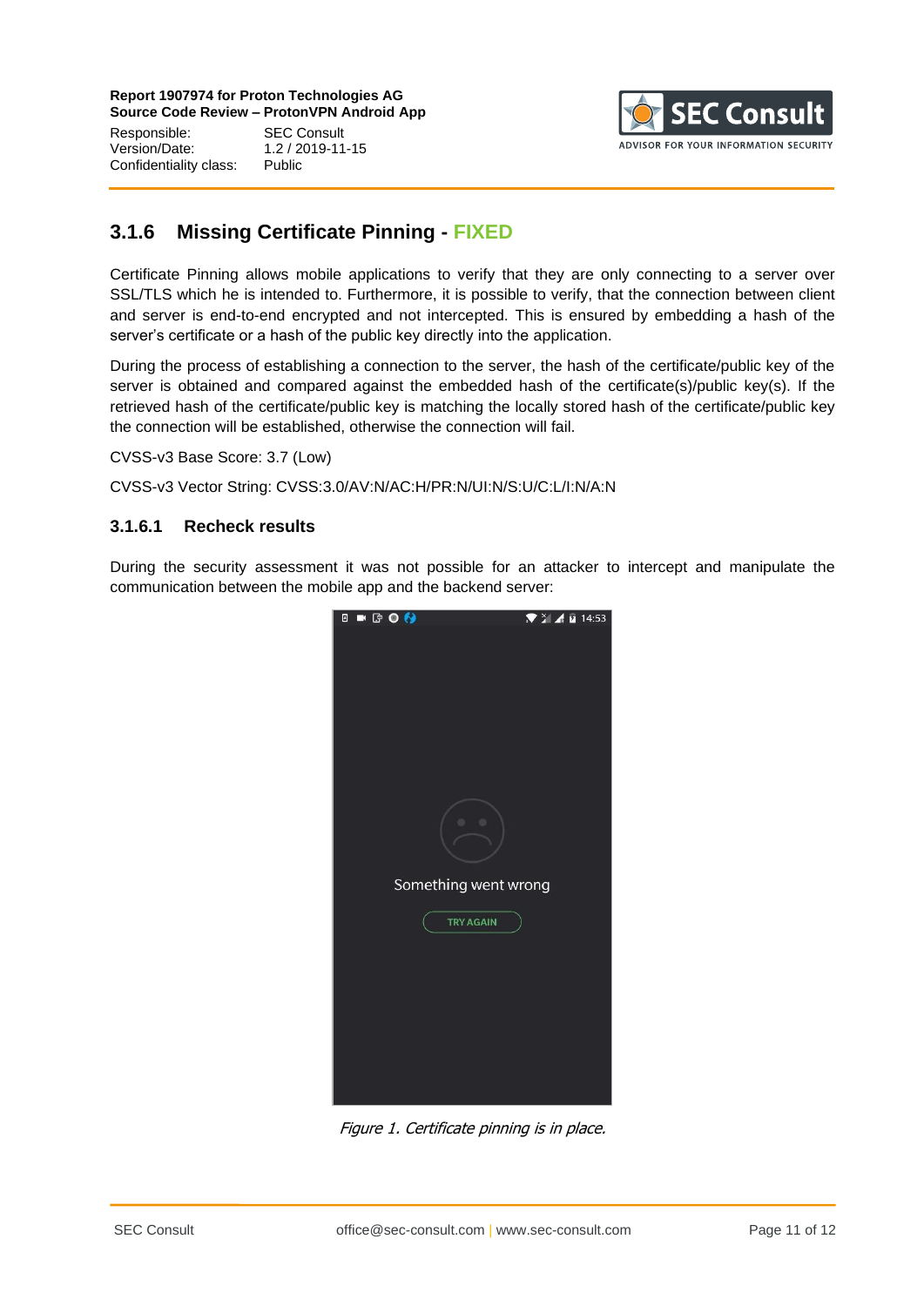### 3.1.6 Missing Certificate Pinning - FIXED

Certificate Pinning allows mobile applications to verify that they are only connecting to a server over SSL/TLS which he is intended to. Furthermore, it is possible to verify, that the connection between client and server is end-to-end encrypted and not intercepted. This is ensured by embedding a hash of the server's certificate or a hash of the public key directly into the application.

During the process of establishing a connection to the server, the hash of the certificate/public key of the server is obtained and compared against the embedded hash of the certificate(s)/public key(s). If the retrieved hash of the certificate/public key is matching the locally stored hash of the certificate/public key the connection will be established, otherwise the connection will fail.

CVSS-v3 Base Score: 3.7 (Low)

CVSS-v3 Vector String: CVSS:3.0/AV:N/AC:H/PR:N/UI:N/S:U/C:L/I:N/A:N

#### 3.1.6.1 Recheck results

During the security assessment it was not possible for an attacker to intercept and manipulate the communication between the mobile app and the backend server:

*Figure 1. Certificate pinning is in place.*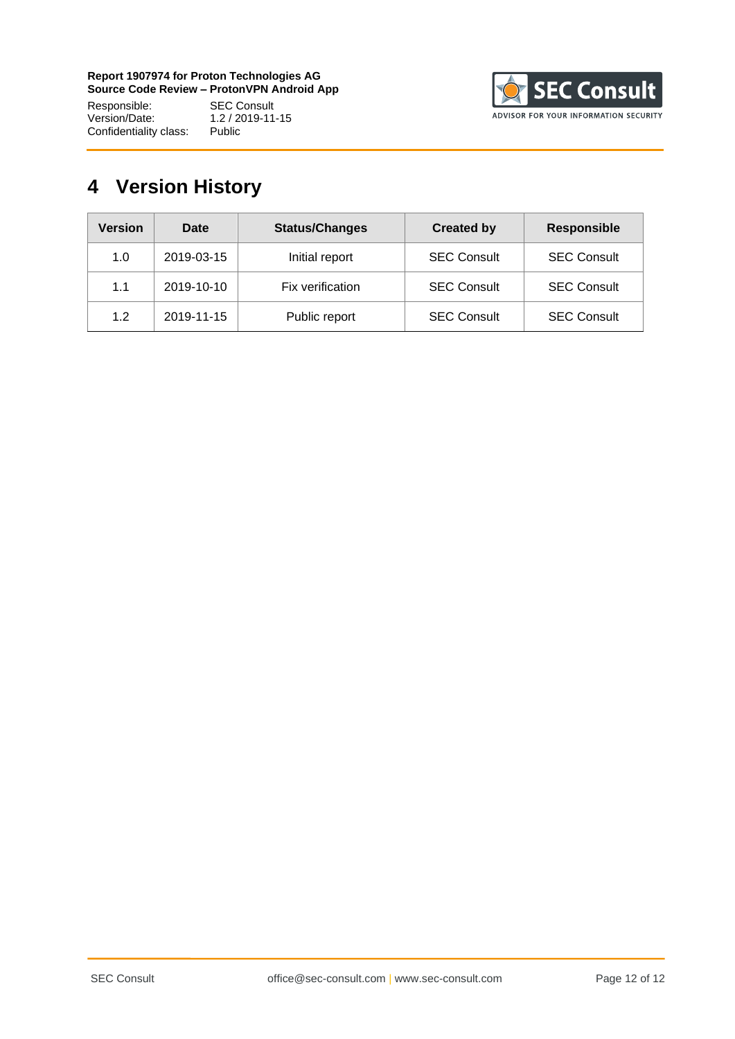# 4 Version History

| Version | Date | Status/Changes | Created by | Responsible |
|---|---|---|---|---|
| 1.0 | 2019-03-15 | Initial report | SEC Consult | SEC Consult |
| 1.1 | 2019-10-10 | Fix verification | SEC Consult | SEC Consult |
| 1.2 | 2019-11-15 | Public report | SEC Consult | SEC Consult |